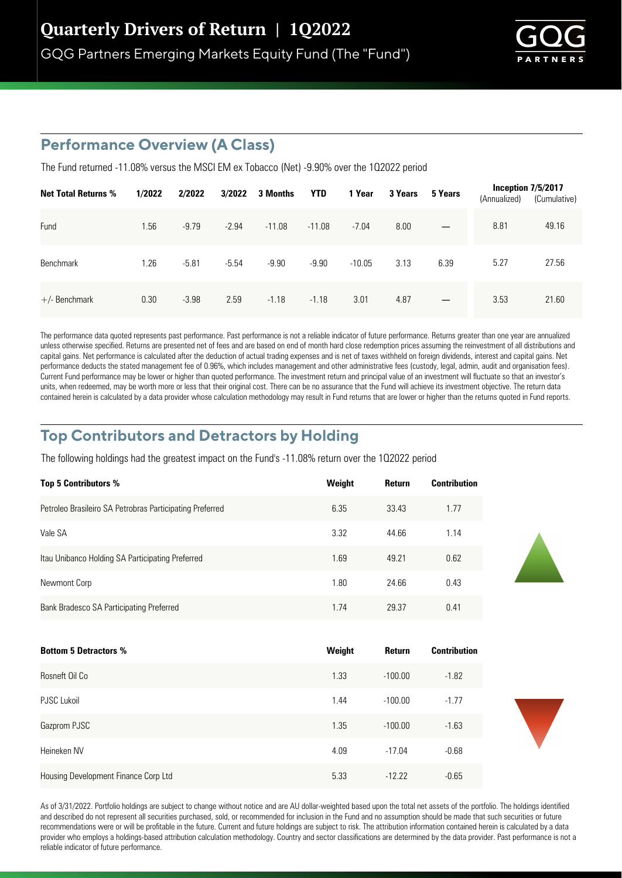# Quarterly Drivers of Return | 1Q2022

GQG Partners Emerging Markets Equity Fund (The "Fund")

## Performance Overview (A Class)

The Fund returned -11.08% versus the MSCI EM ex Tobacco (Net) -9.90% over the 1Q2022 period

| Net Total Returns % | 1/2022 | 2/2022 | 3/2022 | 3 Months | YTD | 1 Year | 3 Years | 5 Years | Inception 7/5/2017 (Annualized) | Inception 7/5/2017 (Cumulative) |
|---|---|---|---|---|---|---|---|---|---|---|
| Fund | 1.56 | -9.79 | -2.94 | -11.08 | -11.08 | -7.04 | 8.00 | — | 8.81 | 49.16 |
| Benchmark | 1.26 | -5.81 | -5.54 | -9.90 | -9.90 | -10.05 | 3.13 | 6.39 | 5.27 | 27.56 |
| +/- Benchmark | 0.30 | -3.98 | 2.59 | -1.18 | -1.18 | 3.01 | 4.87 | — | 3.53 | 21.60 |

The performance data quoted represents past performance. Past performance is not a reliable indicator of future performance. Returns greater than one year are annualized unless otherwise specified. Returns are presented net of fees and are based on end of month hard close redemption prices assuming the reinvestment of all distributions and capital gains. Net performance is calculated after the deduction of actual trading expenses and is net of taxes withheld on foreign dividends, interest and capital gains. Net performance deducts the stated management fee of 0.96%, which includes management and other administrative fees (custody, legal, admin, audit and organisation fees). Current Fund performance may be lower or higher than quoted performance. The investment return and principal value of an investment will fluctuate so that an investor's units, when redeemed, may be worth more or less that their original cost. There can be no assurance that the Fund will achieve its investment objective. The return data contained herein is calculated by a data provider whose calculation methodology may result in Fund returns that are lower or higher than the returns quoted in Fund reports.

## Top Contributors and Detractors by Holding

The following holdings had the greatest impact on the Fund's -11.08% return over the 1Q2022 period

| Top 5 Contributors % | Weight | Return | Contribution |
|---|---|---|---|
| Petroleo Brasileiro SA Petrobras Participating Preferred | 6.35 | 33.43 | 1.77 |
| Vale SA | 3.32 | 44.66 | 1.14 |
| Itau Unibanco Holding SA Participating Preferred | 1.69 | 49.21 | 0.62 |
| Newmont Corp | 1.80 | 24.66 | 0.43 |
| Bank Bradesco SA Participating Preferred | 1.74 | 29.37 | 0.41 |

| Bottom 5 Detractors % | Weight | Return | Contribution |
|---|---|---|---|
| Rosneft Oil Co | 1.33 | -100.00 | -1.82 |
| PJSC Lukoil | 1.44 | -100.00 | -1.77 |
| Gazprom PJSC | 1.35 | -100.00 | -1.63 |
| Heineken NV | 4.09 | -17.04 | -0.68 |
| Housing Development Finance Corp Ltd | 5.33 | -12.22 | -0.65 |

As of 3/31/2022. Portfolio holdings are subject to change without notice and are AU dollar-weighted based upon the total net assets of the portfolio. The holdings identified and described do not represent all securities purchased, sold, or recommended for inclusion in the Fund and no assumption should be made that such securities or future recommendations were or will be profitable in the future. Current and future holdings are subject to risk. The attribution information contained herein is calculated by a data provider who employs a holdings-based attribution calculation methodology. Country and sector classifications are determined by the data provider. Past performance is not a reliable indicator of future performance.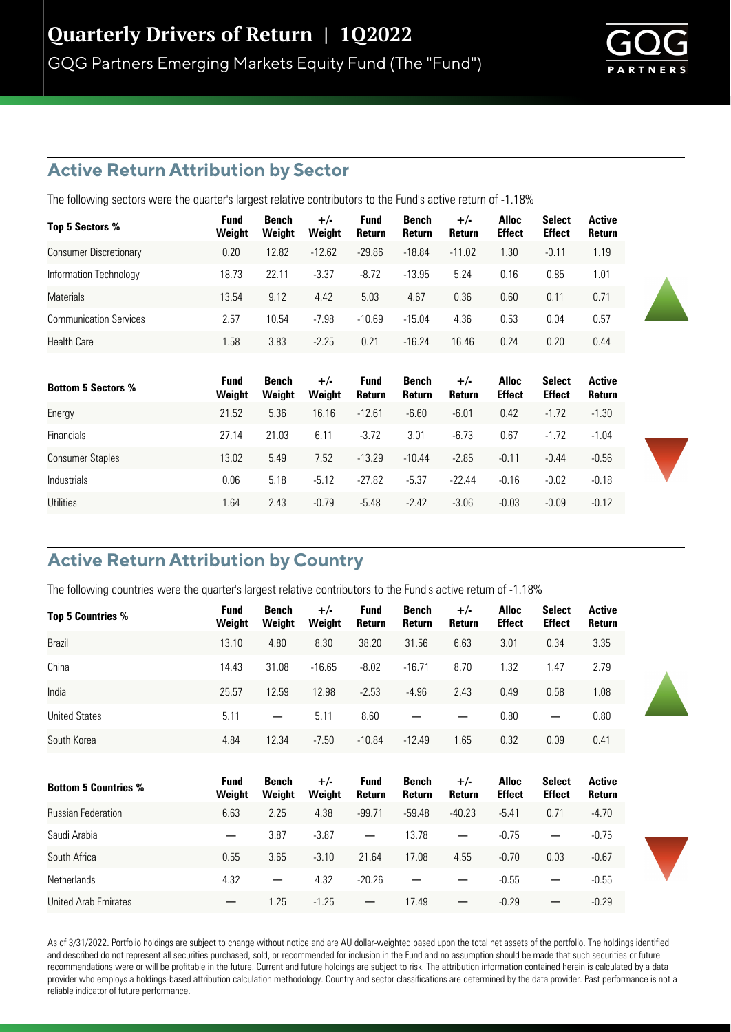# Quarterly Drivers of Return | 1Q2022

GQG Partners Emerging Markets Equity Fund (The "Fund")

## Active Return Attribution by Sector

The following sectors were the quarter's largest relative contributors to the Fund's active return of -1.18%

| Top 5 Sectors % | Fund Weight | Bench Weight | +/- Weight | Fund Return | Bench Return | +/- Return | Alloc Effect | Select Effect | Active Return |
|---|---|---|---|---|---|---|---|---|---|
| Consumer Discretionary | 0.20 | 12.82 | -12.62 | -29.86 | -18.84 | -11.02 | 1.30 | -0.11 | 1.19 |
| Information Technology | 18.73 | 22.11 | -3.37 | -8.72 | -13.95 | 5.24 | 0.16 | 0.85 | 1.01 |
| Materials | 13.54 | 9.12 | 4.42 | 5.03 | 4.67 | 0.36 | 0.60 | 0.11 | 0.71 |
| Communication Services | 2.57 | 10.54 | -7.98 | -10.69 | -15.04 | 4.36 | 0.53 | 0.04 | 0.57 |
| Health Care | 1.58 | 3.83 | -2.25 | 0.21 | -16.24 | 16.46 | 0.24 | 0.20 | 0.44 |

| Bottom 5 Sectors % | Fund Weight | Bench Weight | +/- Weight | Fund Return | Bench Return | +/- Return | Alloc Effect | Select Effect | Active Return |
|---|---|---|---|---|---|---|---|---|---|
| Energy | 21.52 | 5.36 | 16.16 | -12.61 | -6.60 | -6.01 | 0.42 | -1.72 | -1.30 |
| Financials | 27.14 | 21.03 | 6.11 | -3.72 | 3.01 | -6.73 | 0.67 | -1.72 | -1.04 |
| Consumer Staples | 13.02 | 5.49 | 7.52 | -13.29 | -10.44 | -2.85 | -0.11 | -0.44 | -0.56 |
| Industrials | 0.06 | 5.18 | -5.12 | -27.82 | -5.37 | -22.44 | -0.16 | -0.02 | -0.18 |
| Utilities | 1.64 | 2.43 | -0.79 | -5.48 | -2.42 | -3.06 | -0.03 | -0.09 | -0.12 |

## Active Return Attribution by Country

The following countries were the quarter's largest relative contributors to the Fund's active return of -1.18%

| Top 5 Countries % | Fund Weight | Bench Weight | +/- Weight | Fund Return | Bench Return | +/- Return | Alloc Effect | Select Effect | Active Return |
|---|---|---|---|---|---|---|---|---|---|
| Brazil | 13.10 | 4.80 | 8.30 | 38.20 | 31.56 | 6.63 | 3.01 | 0.34 | 3.35 |
| China | 14.43 | 31.08 | -16.65 | -8.02 | -16.71 | 8.70 | 1.32 | 1.47 | 2.79 |
| India | 25.57 | 12.59 | 12.98 | -2.53 | -4.96 | 2.43 | 0.49 | 0.58 | 1.08 |
| United States | 5.11 | — | 5.11 | 8.60 | — | — | 0.80 | — | 0.80 |
| South Korea | 4.84 | 12.34 | -7.50 | -10.84 | -12.49 | 1.65 | 0.32 | 0.09 | 0.41 |

| Bottom 5 Countries % | Fund Weight | Bench Weight | +/- Weight | Fund Return | Bench Return | +/- Return | Alloc Effect | Select Effect | Active Return |
|---|---|---|---|---|---|---|---|---|---|
| Russian Federation | 6.63 | 2.25 | 4.38 | -99.71 | -59.48 | -40.23 | -5.41 | 0.71 | -4.70 |
| Saudi Arabia | — | 3.87 | -3.87 | — | 13.78 | — | -0.75 | — | -0.75 |
| South Africa | 0.55 | 3.65 | -3.10 | 21.64 | 17.08 | 4.55 | -0.70 | 0.03 | -0.67 |
| Netherlands | 4.32 | — | 4.32 | -20.26 | — | — | -0.55 | — | -0.55 |
| United Arab Emirates | — | 1.25 | -1.25 | — | 17.49 | — | -0.29 | — | -0.29 |

As of 3/31/2022. Portfolio holdings are subject to change without notice and are AU dollar-weighted based upon the total net assets of the portfolio. The holdings identified and described do not represent all securities purchased, sold, or recommended for inclusion in the Fund and no assumption should be made that such securities or future recommendations were or will be profitable in the future. Current and future holdings are subject to risk. The attribution information contained herein is calculated by a data provider who employs a holdings-based attribution calculation methodology. Country and sector classifications are determined by the data provider. Past performance is not a reliable indicator of future performance.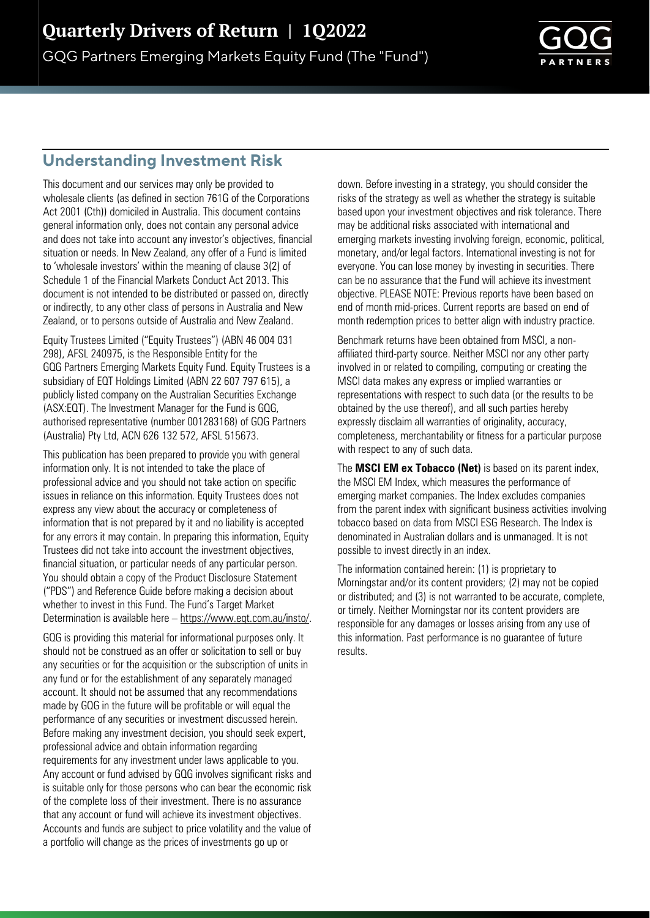## Understanding Investment Risk

This document and our services may only be provided to wholesale clients (as defined in section 761G of the Corporations Act 2001 (Cth)) domiciled in Australia. This document contains general information only, does not contain any personal advice and does not take into account any investor's objectives, financial situation or needs. In New Zealand, any offer of a Fund is limited to 'wholesale investors' within the meaning of clause 3(2) of Schedule 1 of the Financial Markets Conduct Act 2013. This document is not intended to be distributed or passed on, directly or indirectly, to any other class of persons in Australia and New Zealand, or to persons outside of Australia and New Zealand.

Equity Trustees Limited ("Equity Trustees") (ABN 46 004 031 298), AFSL 240975, is the Responsible Entity for the GQG Partners Emerging Markets Equity Fund. Equity Trustees is a subsidiary of EQT Holdings Limited (ABN 22 607 797 615), a publicly listed company on the Australian Securities Exchange (ASX:EQT). The Investment Manager for the Fund is GQG, authorised representative (number 001283168) of GQG Partners (Australia) Pty Ltd, ACN 626 132 572, AFSL 515673.

This publication has been prepared to provide you with general information only. It is not intended to take the place of professional advice and you should not take action on specific issues in reliance on this information. Equity Trustees does not express any view about the accuracy or completeness of information that is not prepared by it and no liability is accepted for any errors it may contain. In preparing this information, Equity Trustees did not take into account the investment objectives, financial situation, or particular needs of any particular person. You should obtain a copy of the Product Disclosure Statement ("PDS") and Reference Guide before making a decision about whether to invest in this Fund. The Fund's Target Market Determination is available here – https://www.eqt.com.au/insto/.

GQG is providing this material for informational purposes only. It should not be construed as an offer or solicitation to sell or buy any securities or for the acquisition or the subscription of units in any fund or for the establishment of any separately managed account. It should not be assumed that any recommendations made by GQG in the future will be profitable or will equal the performance of any securities or investment discussed herein. Before making any investment decision, you should seek expert, professional advice and obtain information regarding requirements for any investment under laws applicable to you. Any account or fund advised by GQG involves significant risks and is suitable only for those persons who can bear the economic risk of the complete loss of their investment. There is no assurance that any account or fund will achieve its investment objectives. Accounts and funds are subject to price volatility and the value of a portfolio will change as the prices of investments go up or down. Before investing in a strategy, you should consider the risks of the strategy as well as whether the strategy is suitable based upon your investment objectives and risk tolerance. There may be additional risks associated with international and emerging markets investing involving foreign, economic, political, monetary, and/or legal factors. International investing is not for everyone. You can lose money by investing in securities. There can be no assurance that the Fund will achieve its investment objective. PLEASE NOTE: Previous reports have been based on end of month mid-prices. Current reports are based on end of month redemption prices to better align with industry practice.

Benchmark returns have been obtained from MSCI, a non-affiliated third-party source. Neither MSCI nor any other party involved in or related to compiling, computing or creating the MSCI data makes any express or implied warranties or representations with respect to such data (or the results to be obtained by the use thereof), and all such parties hereby expressly disclaim all warranties of originality, accuracy, completeness, merchantability or fitness for a particular purpose with respect to any of such data.

The **MSCI EM ex Tobacco (Net)** is based on its parent index, the MSCI EM Index, which measures the performance of emerging market companies. The Index excludes companies from the parent index with significant business activities involving tobacco based on data from MSCI ESG Research. The Index is denominated in Australian dollars and is unmanaged. It is not possible to invest directly in an index.

The information contained herein: (1) is proprietary to Morningstar and/or its content providers; (2) may not be copied or distributed; and (3) is not warranted to be accurate, complete, or timely. Neither Morningstar nor its content providers are responsible for any damages or losses arising from any use of this information. Past performance is no guarantee of future results.